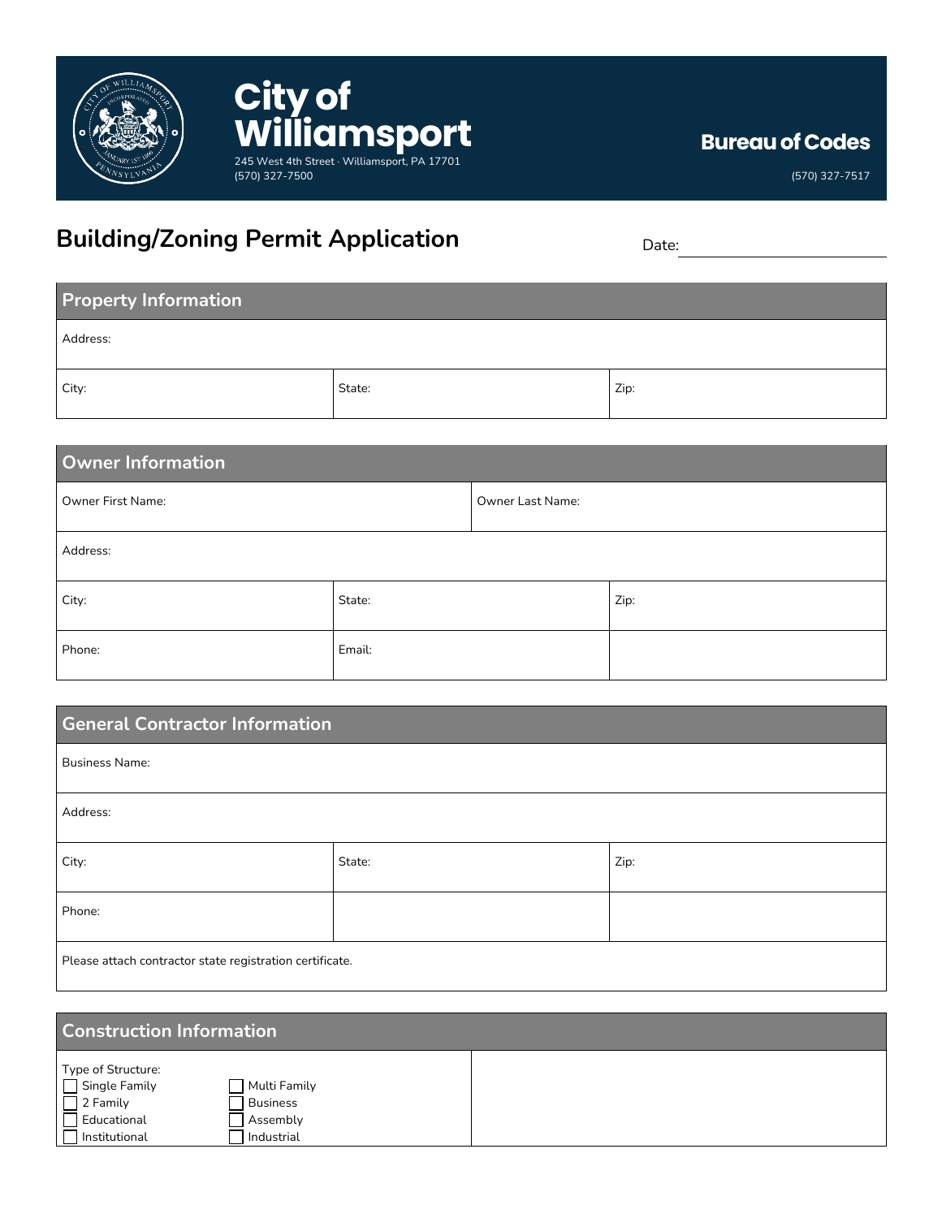# City of Williamsport

245 West 4th Street · Williamsport, PA 17701
(570) 327-7500

**Bureau of Codes**

(570) 327-7517

## Building/Zoning Permit Application

Date: ____________________

### Property Information

| Address: | | |
|---|---|---|
| City: | State: | Zip: |

### Owner Information

| Owner First Name: | Owner Last Name: | |
|---|---|---|
| Address: | | |
| City: | State: | Zip: |
| Phone: | Email: | |

### General Contractor Information

| Business Name: | | |
|---|---|---|
| Address: | | |
| City: | State: | Zip: |
| Phone: | | |
| Please attach contractor state registration certificate. | | |

### Construction Information

Type of Structure:

- ☐ Single Family
- ☐ Multi Family
- ☐ 2 Family
- ☐ Business
- ☐ Educational
- ☐ Assembly
- ☐ Institutional
- ☐ Industrial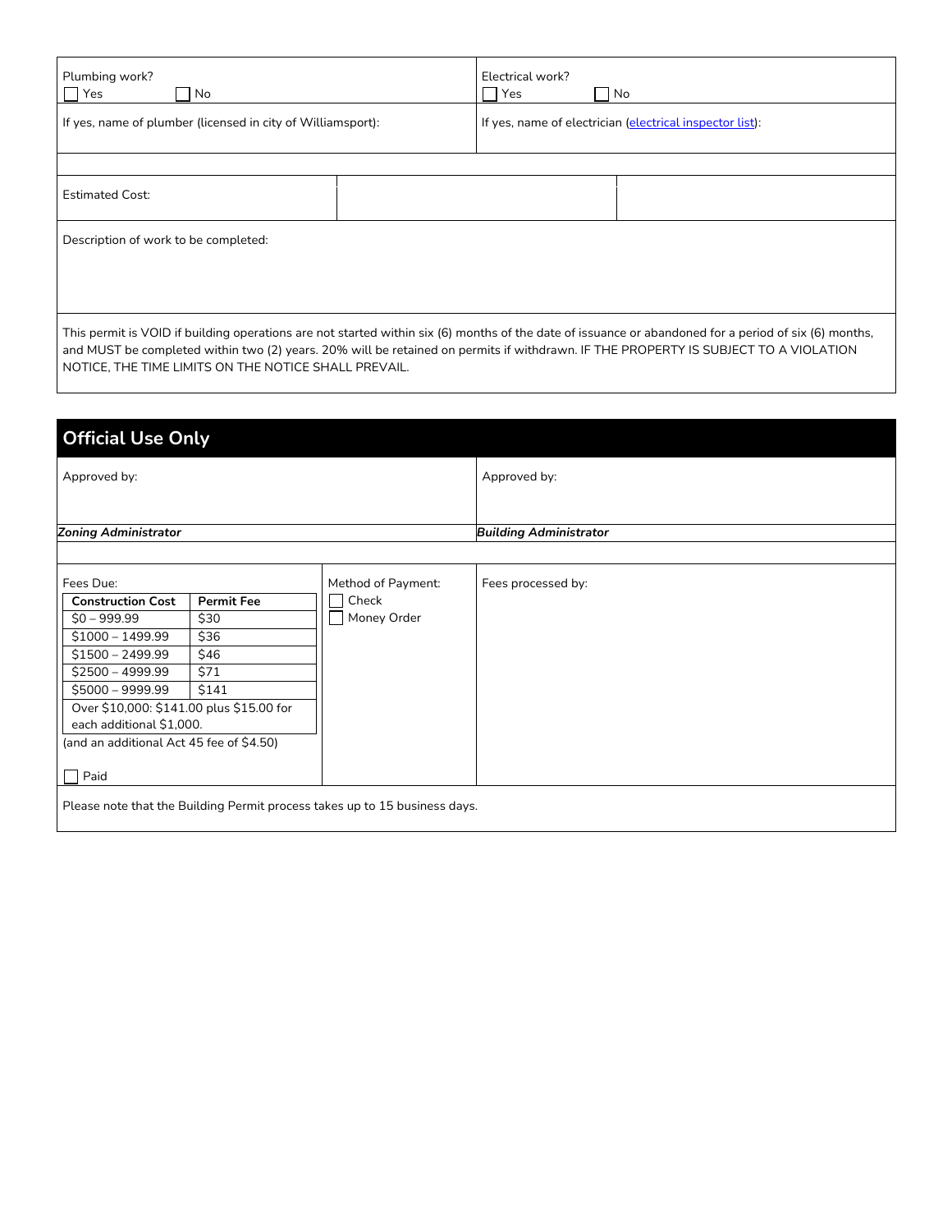| | |
|---|---|
| Plumbing work?<br>☐ Yes ☐ No | Electrical work?<br>☐ Yes ☐ No |
| If yes, name of plumber (licensed in city of Williamsport): | If yes, name of electrician ([electrical inspector list](electrical inspector list)): |

| | | |
|---|---|---|
| Estimated Cost: | | |

Description of work to be completed:

This permit is VOID if building operations are not started within six (6) months of the date of issuance or abandoned for a period of six (6) months, and MUST be completed within two (2) years. 20% will be retained on permits if withdrawn. IF THE PROPERTY IS SUBJECT TO A VIOLATION NOTICE, THE TIME LIMITS ON THE NOTICE SHALL PREVAIL.

## Official Use Only

| | |
|---|---|
| Approved by: | Approved by: |
| ***Zoning Administrator*** | ***Building Administrator*** |

Fees Due:

| Construction Cost | Permit Fee |
|---|---|
| $0 – 999.99 | $30 |
| $1000 – 1499.99 | $36 |
| $1500 – 2499.99 | $46 |
| $2500 – 4999.99 | $71 |
| $5000 – 9999.99 | $141 |
| Over $10,000: $141.00 plus $15.00 for each additional $1,000. | |

(and an additional Act 45 fee of $4.50)

☐ Paid

Method of Payment:
☐ Check
☐ Money Order

Fees processed by:

Please note that the Building Permit process takes up to 15 business days.